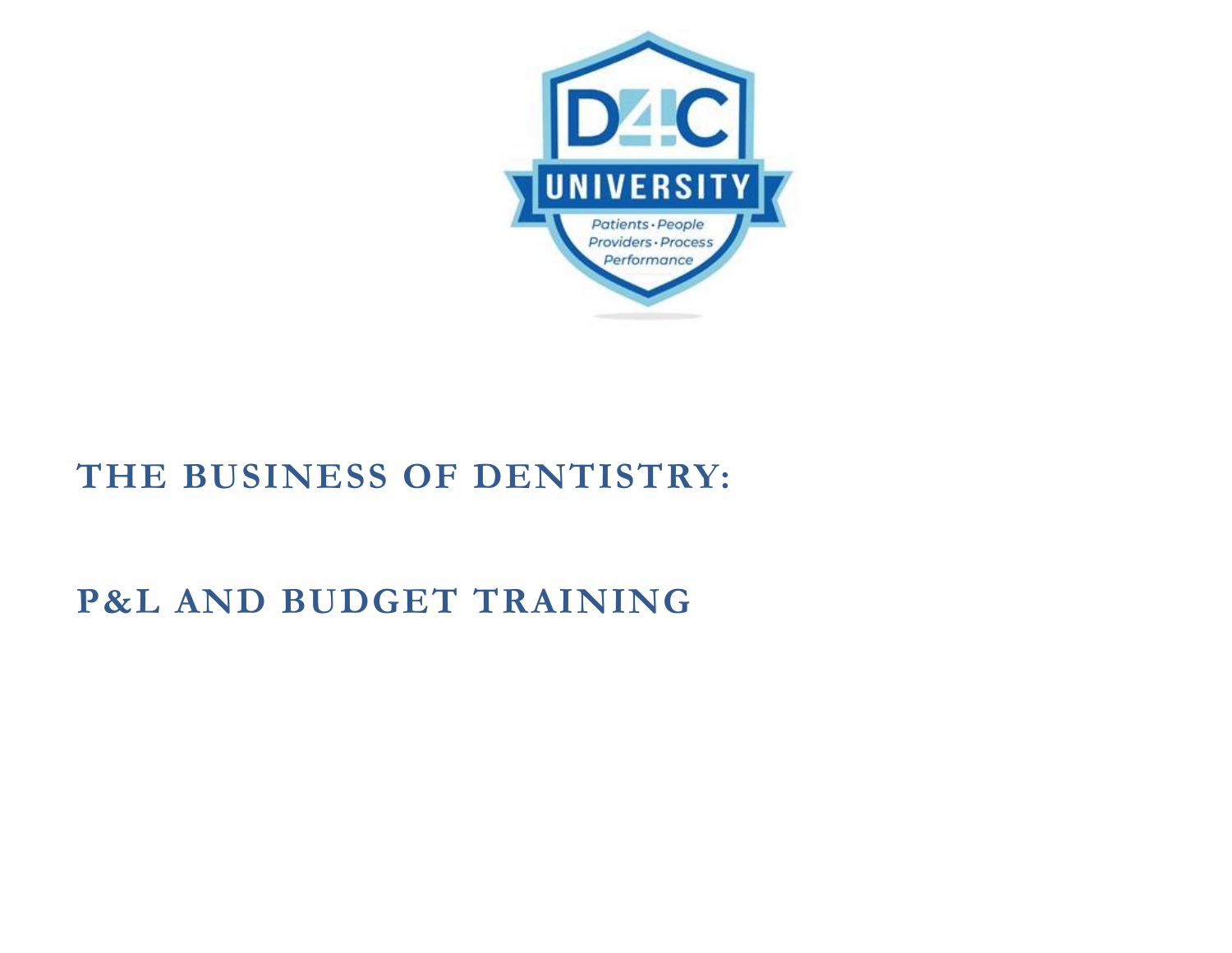D4C UNIVERSITY

Patients • People
Providers • Process
Performance

# THE BUSINESS OF DENTISTRY:

# P&L AND BUDGET TRAINING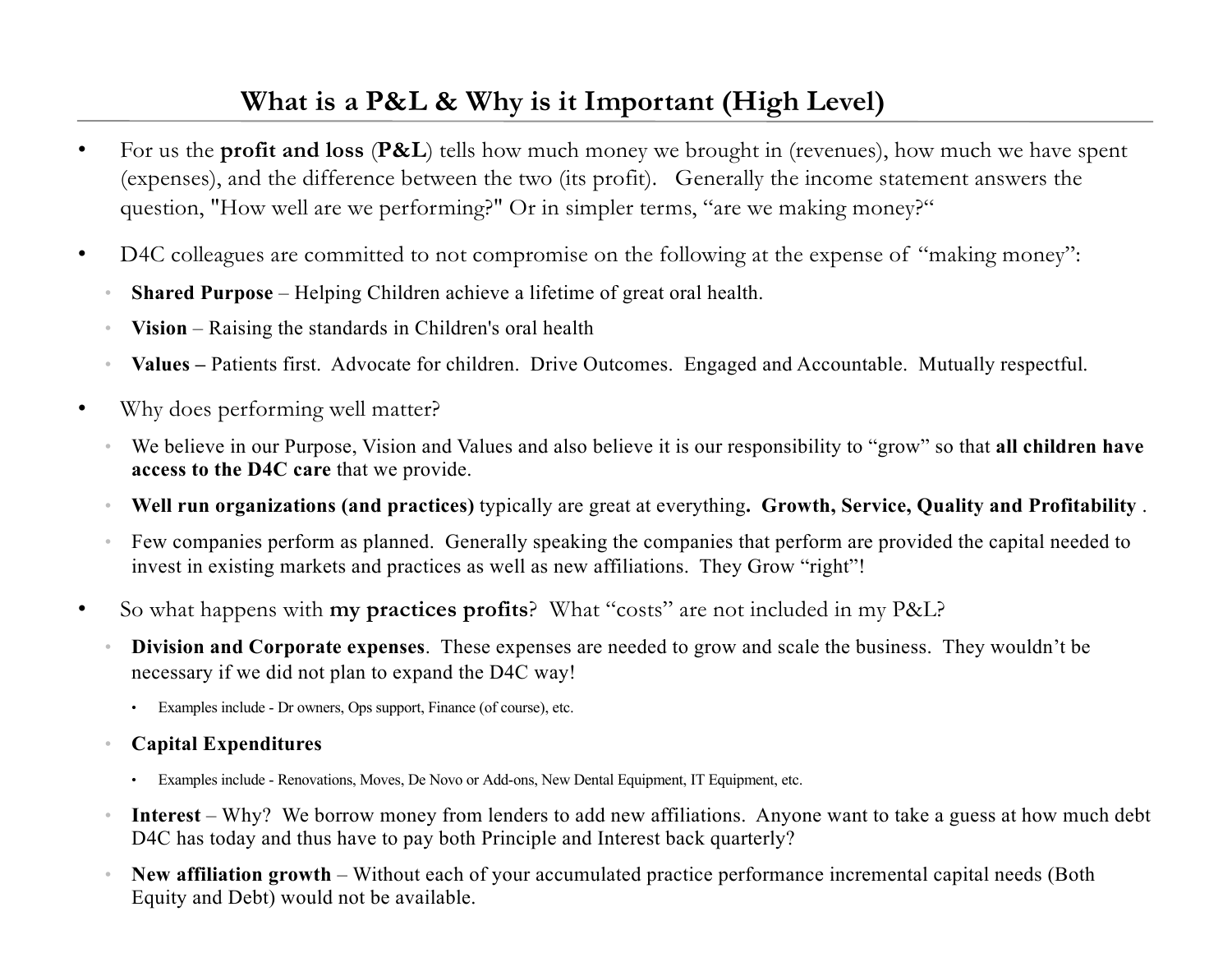# What is a P&L & Why is it Important (High Level)

- For us the **profit and loss** (**P&L**) tells how much money we brought in (revenues), how much we have spent (expenses), and the difference between the two (its profit). Generally the income statement answers the question, "How well are we performing?" Or in simpler terms, "are we making money?"
- D4C colleagues are committed to not compromise on the following at the expense of "making money":
  - **Shared Purpose** – Helping Children achieve a lifetime of great oral health.
  - **Vision** – Raising the standards in Children's oral health
  - **Values –** Patients first. Advocate for children. Drive Outcomes. Engaged and Accountable. Mutually respectful.
- Why does performing well matter?
  - We believe in our Purpose, Vision and Values and also believe it is our responsibility to "grow" so that **all children have access to the D4C care** that we provide.
  - **Well run organizations (and practices)** typically are great at everything**. Growth, Service, Quality and Profitability** .
  - Few companies perform as planned. Generally speaking the companies that perform are provided the capital needed to invest in existing markets and practices as well as new affiliations. They Grow "right"!
- So what happens with **my practices profits**? What "costs" are not included in my P&L?
  - **Division and Corporate expenses**. These expenses are needed to grow and scale the business. They wouldn't be necessary if we did not plan to expand the D4C way!
    - Examples include - Dr owners, Ops support, Finance (of course), etc.
  - **Capital Expenditures**
    - Examples include - Renovations, Moves, De Novo or Add-ons, New Dental Equipment, IT Equipment, etc.
  - **Interest** – Why? We borrow money from lenders to add new affiliations. Anyone want to take a guess at how much debt D4C has today and thus have to pay both Principle and Interest back quarterly?
  - **New affiliation growth** – Without each of your accumulated practice performance incremental capital needs (Both Equity and Debt) would not be available.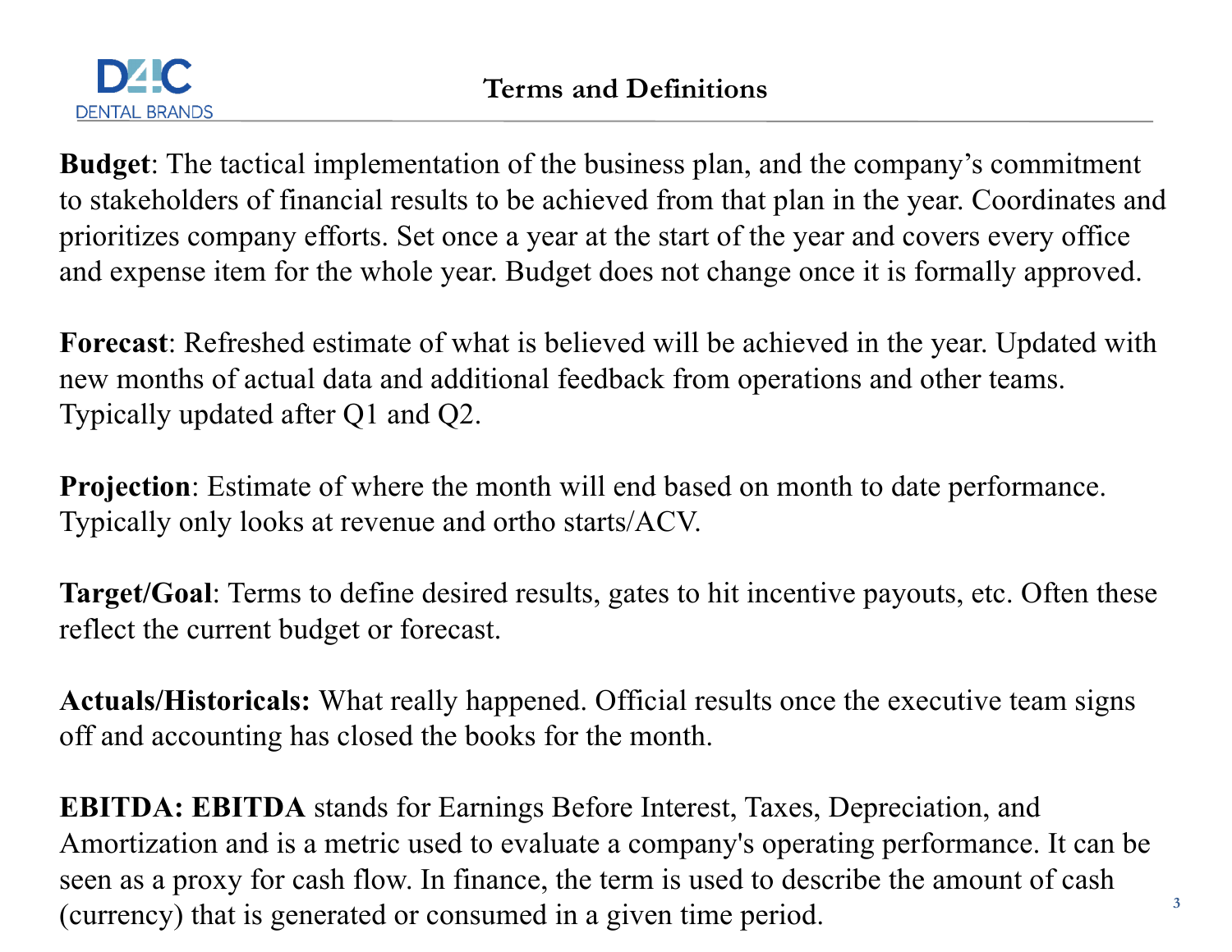# Terms and Definitions

**Budget**: The tactical implementation of the business plan, and the company's commitment to stakeholders of financial results to be achieved from that plan in the year. Coordinates and prioritizes company efforts. Set once a year at the start of the year and covers every office and expense item for the whole year. Budget does not change once it is formally approved.

**Forecast**: Refreshed estimate of what is believed will be achieved in the year. Updated with new months of actual data and additional feedback from operations and other teams. Typically updated after Q1 and Q2.

**Projection**: Estimate of where the month will end based on month to date performance. Typically only looks at revenue and ortho starts/ACV.

**Target/Goal**: Terms to define desired results, gates to hit incentive payouts, etc. Often these reflect the current budget or forecast.

**Actuals/Historicals:** What really happened. Official results once the executive team signs off and accounting has closed the books for the month.

**EBITDA: EBITDA** stands for Earnings Before Interest, Taxes, Depreciation, and Amortization and is a metric used to evaluate a company's operating performance. It can be seen as a proxy for cash flow. In finance, the term is used to describe the amount of cash (currency) that is generated or consumed in a given time period.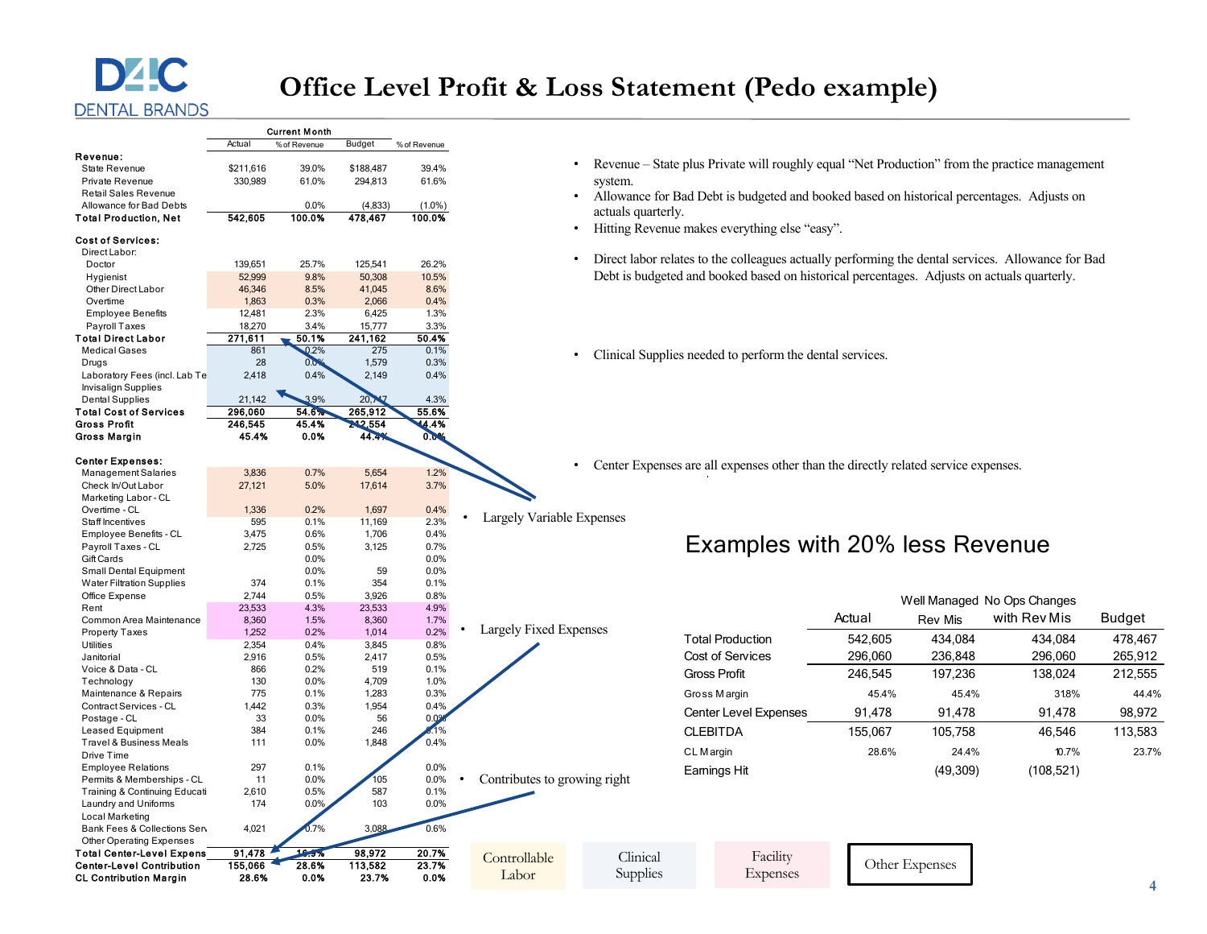# Office Level Profit & Loss Statement (Pedo example)

| | Current Month Actual | % of Revenue | Budget | % of Revenue |
|---|---|---|---|---|
| **Revenue:** | | | | |
| State Revenue | $211,616 | 39.0% | $188,487 | 39.4% |
| Private Revenue | 330,989 | 61.0% | 294,813 | 61.6% |
| Retail Sales Revenue | | | | |
| Allowance for Bad Debts | | 0.0% | (4,833) | (1.0%) |
| **Total Production, Net** | **542,605** | **100.0%** | **478,467** | **100.0%** |
| **Cost of Services:** | | | | |
| Direct Labor: | | | | |
| Doctor | 139,651 | 25.7% | 125,541 | 26.2% |
| Hygienist | 52,999 | 9.8% | 50,308 | 10.5% |
| Other Direct Labor | 46,346 | 8.5% | 41,045 | 8.6% |
| Overtime | 1,863 | 0.3% | 2,066 | 0.4% |
| Employee Benefits | 12,481 | 2.3% | 6,425 | 1.3% |
| Payroll Taxes | 18,270 | 3.4% | 15,777 | 3.3% |
| **Total Direct Labor** | **271,611** | **50.1%** | **241,162** | **50.4%** |
| Medical Gases | 861 | 0.2% | 275 | 0.1% |
| Drugs | 28 | 0.0% | 1,579 | 0.3% |
| Laboratory Fees (incl. Lab Te | 2,418 | 0.4% | 2,149 | 0.4% |
| Invisalign Supplies | | | | |
| Dental Supplies | 21,142 | 3.9% | 20,717 | 4.3% |
| **Total Cost of Services** | **296,060** | **54.6%** | **265,912** | **55.6%** |
| **Gross Profit** | **246,545** | **45.4%** | **212,554** | **44.4%** |
| **Gross Margin** | **45.4%** | **0.0%** | **44.4%** | **0.0%** |
| **Center Expenses:** | | | | |
| Management Salaries | 3,836 | 0.7% | 5,654 | 1.2% |
| Check In/Out Labor | 27,121 | 5.0% | 17,614 | 3.7% |
| Marketing Labor - CL | | | | |
| Overtime - CL | 1,336 | 0.2% | 1,697 | 0.4% |
| Staff Incentives | 595 | 0.1% | 11,169 | 2.3% |
| Employee Benefits - CL | 3,475 | 0.6% | 1,706 | 0.4% |
| Payroll Taxes - CL | 2,725 | 0.5% | 3,125 | 0.7% |
| Gift Cards | | 0.0% | | 0.0% |
| Small Dental Equipment | | 0.0% | 59 | 0.0% |
| Water Filtration Supplies | 374 | 0.1% | 354 | 0.1% |
| Office Expense | 2,744 | 0.5% | 3,926 | 0.8% |
| Rent | 23,533 | 4.3% | 23,533 | 4.9% |
| Common Area Maintenance | 8,360 | 1.5% | 8,360 | 1.7% |
| Property Taxes | 1,252 | 0.2% | 1,014 | 0.2% |
| Utilities | 2,354 | 0.4% | 3,845 | 0.8% |
| Janitorial | 2,916 | 0.5% | 2,417 | 0.5% |
| Voice & Data - CL | 866 | 0.2% | 519 | 0.1% |
| Technology | 130 | 0.0% | 4,709 | 1.0% |
| Maintenance & Repairs | 775 | 0.1% | 1,283 | 0.3% |
| Contract Services - CL | 1,442 | 0.3% | 1,954 | 0.4% |
| Postage - CL | 33 | 0.0% | 56 | 0.0% |
| Leased Equipment | 384 | 0.1% | 246 | 0.1% |
| Travel & Business Meals | 111 | 0.0% | 1,848 | 0.4% |
| Drive Time | | | | |
| Employee Relations | 297 | 0.1% | | 0.0% |
| Permits & Memberships - CL | 11 | 0.0% | 105 | 0.0% |
| Training & Continuing Educati | 2,610 | 0.5% | 587 | 0.1% |
| Laundry and Uniforms | 174 | 0.0% | 103 | 0.0% |
| Local Marketing | | | | |
| Bank Fees & Collections Serv | 4,021 | 0.7% | 3,088 | 0.6% |
| Other Operating Expenses | | | | |
| **Total Center-Level Expens** | **91,478** | **16.9%** | **98,972** | **20.7%** |
| **Center-Level Contribution** | **155,066** | **28.6%** | **113,582** | **23.7%** |
| **CL Contribution Margin** | **28.6%** | **0.0%** | **23.7%** | **0.0%** |

- Revenue – State plus Private will roughly equal "Net Production" from the practice management system.
- Allowance for Bad Debt is budgeted and booked based on historical percentages. Adjusts on actuals quarterly.
- Hitting Revenue makes everything else "easy".
- Direct labor relates to the colleagues actually performing the dental services. Allowance for Bad Debt is budgeted and booked based on historical percentages. Adjusts on actuals quarterly.
- Clinical Supplies needed to perform the dental services.
- Center Expenses are all expenses other than the directly related service expenses.
- Largely Variable Expenses
- Largely Fixed Expenses
- Contributes to growing right

## Examples with 20% less Revenue

| | Actual | Well Managed Rev Mis | No Ops Changes with Rev Mis | Budget |
|---|---|---|---|---|
| Total Production | 542,605 | 434,084 | 434,084 | 478,467 |
| Cost of Services | 296,060 | 236,848 | 296,060 | 265,912 |
| Gross Profit | 246,545 | 197,236 | 138,024 | 212,555 |
| Gross Margin | 45.4% | 45.4% | 31.8% | 44.4% |
| Center Level Expenses | 91,478 | 91,478 | 91,478 | 98,972 |
| CLEBITDA | 155,067 | 105,758 | 46,546 | 113,583 |
| CL Margin | 28.6% | 24.4% | 10.7% | 23.7% |
| Earnings Hit | | (49,309) | (108,521) | |

Controllable Labor | Clinical Supplies | Facility Expenses | Other Expenses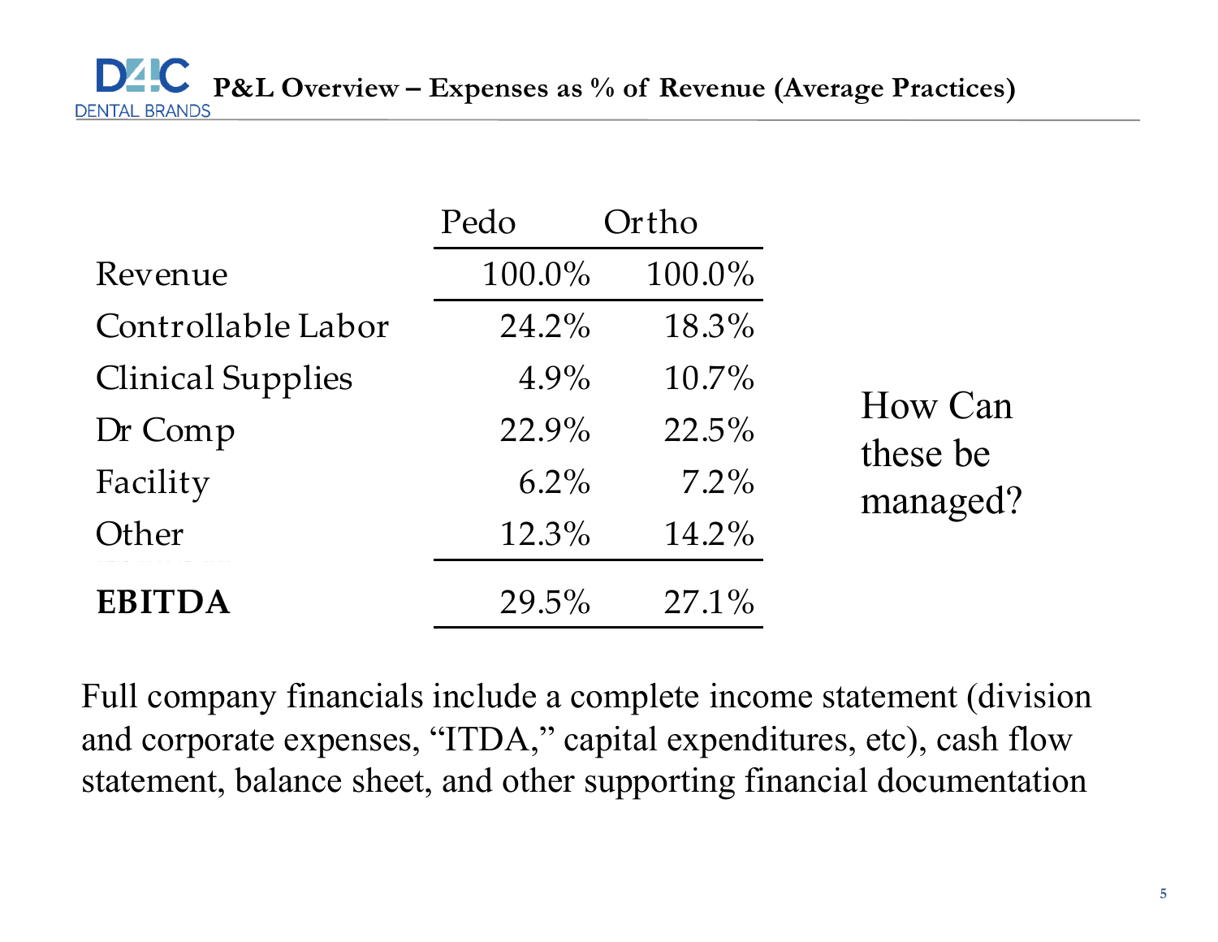# P&L Overview – Expenses as % of Revenue (Average Practices)

| | Pedo | Ortho |
|---|---|---|
| Revenue | 100.0% | 100.0% |
| Controllable Labor | 24.2% | 18.3% |
| Clinical Supplies | 4.9% | 10.7% |
| Dr Comp | 22.9% | 22.5% |
| Facility | 6.2% | 7.2% |
| Other | 12.3% | 14.2% |
| **EBITDA** | 29.5% | 27.1% |

How Can these be managed?

Full company financials include a complete income statement (division and corporate expenses, "ITDA," capital expenditures, etc), cash flow statement, balance sheet, and other supporting financial documentation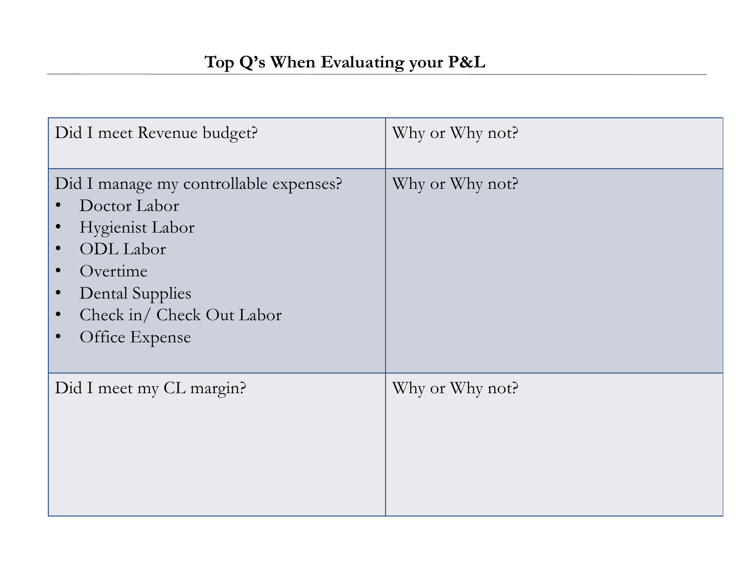## Top Q's When Evaluating your P&L

| | |
|---|---|
| Did I meet Revenue budget? | Why or Why not? |
| Did I manage my controllable expenses?<br>• Doctor Labor<br>• Hygienist Labor<br>• ODL Labor<br>• Overtime<br>• Dental Supplies<br>• Check in/ Check Out Labor<br>• Office Expense | Why or Why not? |
| Did I meet my CL margin? | Why or Why not? |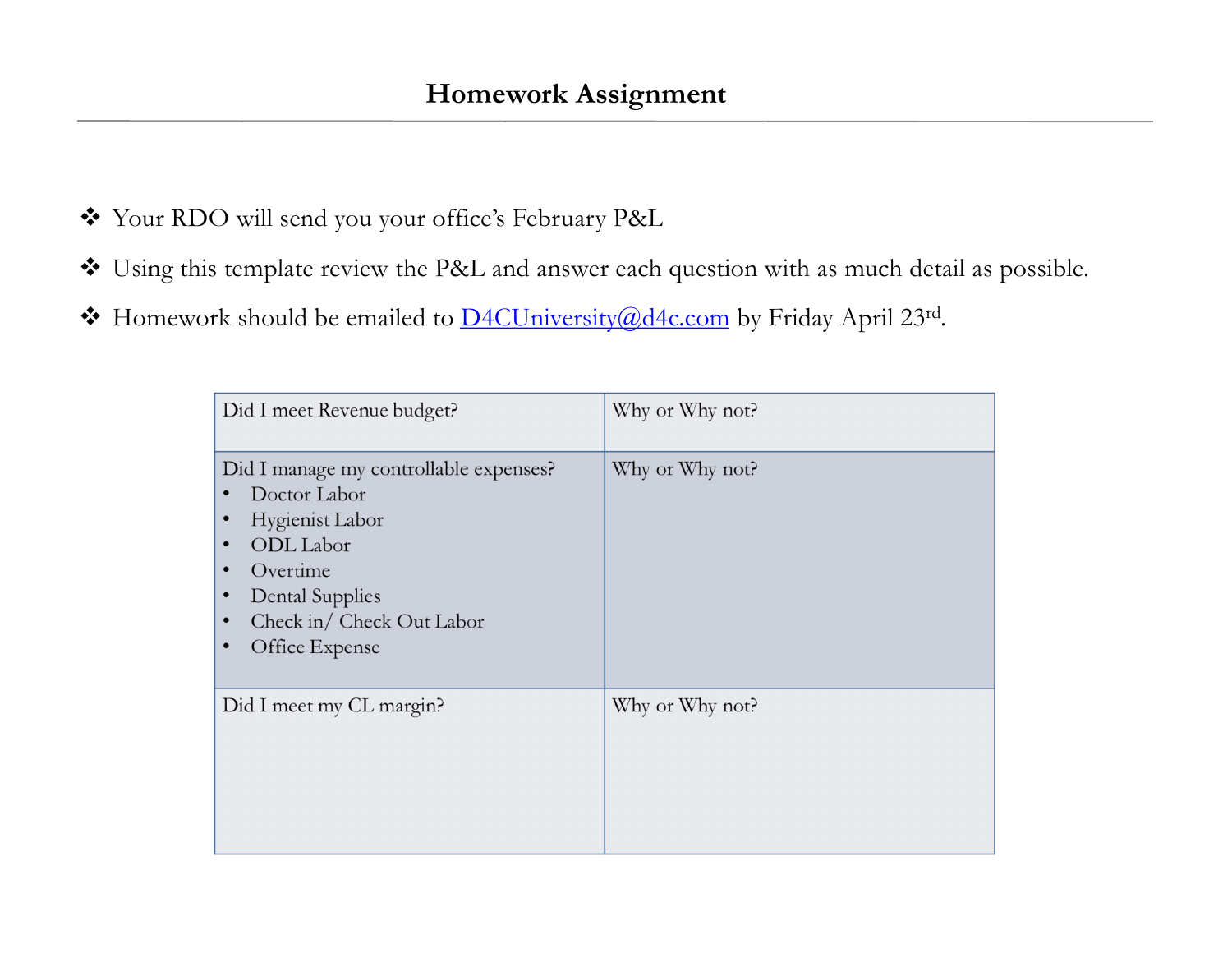# Homework Assignment

- Your RDO will send you your office's February P&L
- Using this template review the P&L and answer each question with as much detail as possible.
- Homework should be emailed to D4CUniversity@d4c.com by Friday April 23rd.

| | |
|---|---|
| Did I meet Revenue budget? | Why or Why not? |
| Did I manage my controllable expenses?<br>• Doctor Labor<br>• Hygienist Labor<br>• ODL Labor<br>• Overtime<br>• Dental Supplies<br>• Check in/ Check Out Labor<br>• Office Expense | Why or Why not? |
| Did I meet my CL margin? | Why or Why not? |